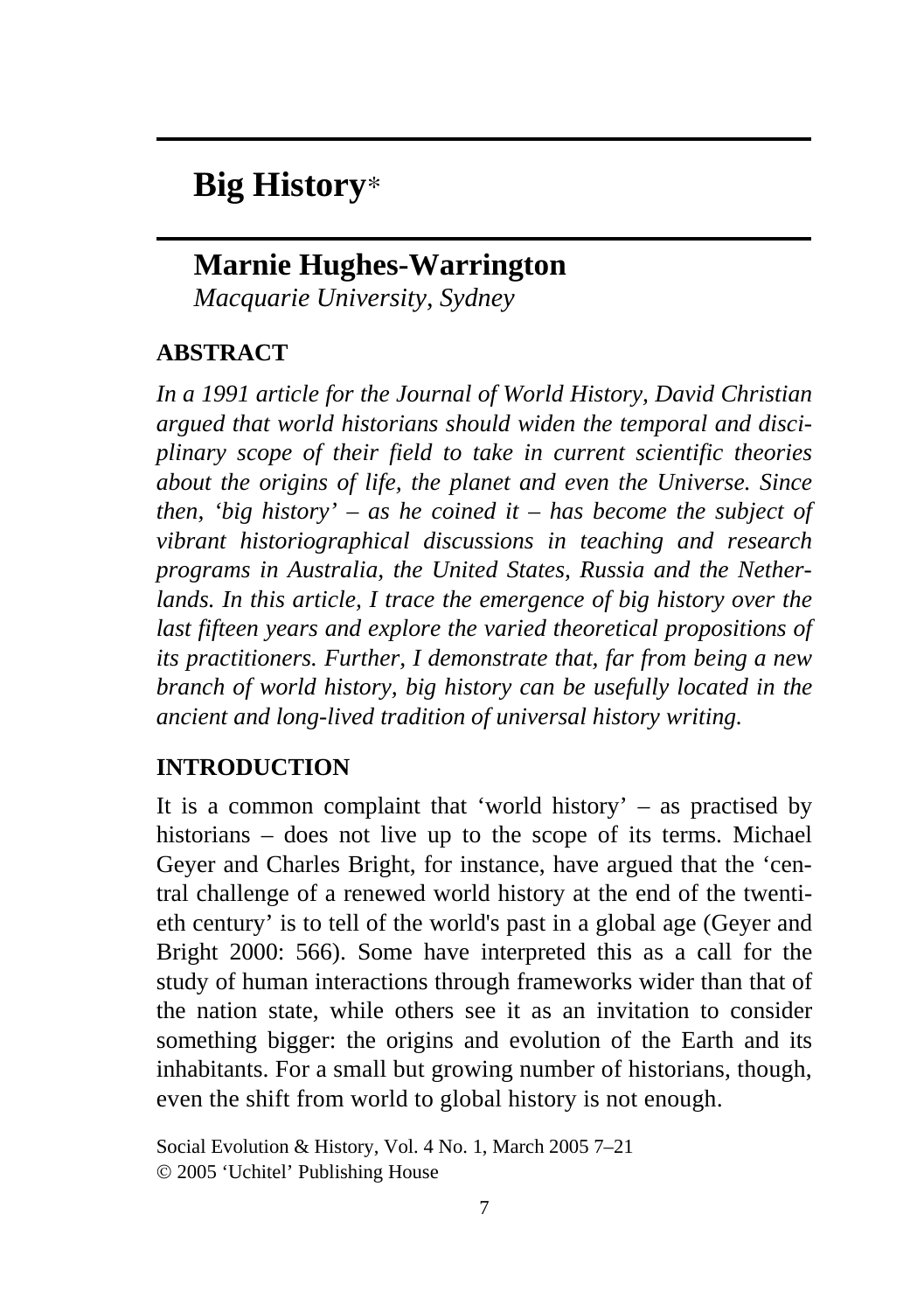# Big History*

## Marnie Hughes-Warrington

*Macquarie University, Sydney*

### ABSTRACT

*In a 1991 article for the Journal of World History, David Christian argued that world historians should widen the temporal and disciplinary scope of their field to take in current scientific theories about the origins of life, the planet and even the Universe. Since then, 'big history' – as he coined it – has become the subject of vibrant historiographical discussions in teaching and research programs in Australia, the United States, Russia and the Netherlands. In this article, I trace the emergence of big history over the last fifteen years and explore the varied theoretical propositions of its practitioners. Further, I demonstrate that, far from being a new branch of world history, big history can be usefully located in the ancient and long-lived tradition of universal history writing.*

### INTRODUCTION

It is a common complaint that 'world history' – as practised by historians – does not live up to the scope of its terms. Michael Geyer and Charles Bright, for instance, have argued that the 'central challenge of a renewed world history at the end of the twentieth century' is to tell of the world's past in a global age (Geyer and Bright 2000: 566). Some have interpreted this as a call for the study of human interactions through frameworks wider than that of the nation state, while others see it as an invitation to consider something bigger: the origins and evolution of the Earth and its inhabitants. For a small but growing number of historians, though, even the shift from world to global history is not enough.

Social Evolution & History, Vol. 4 No. 1, March 2005 7–21
© 2005 'Uchitel' Publishing House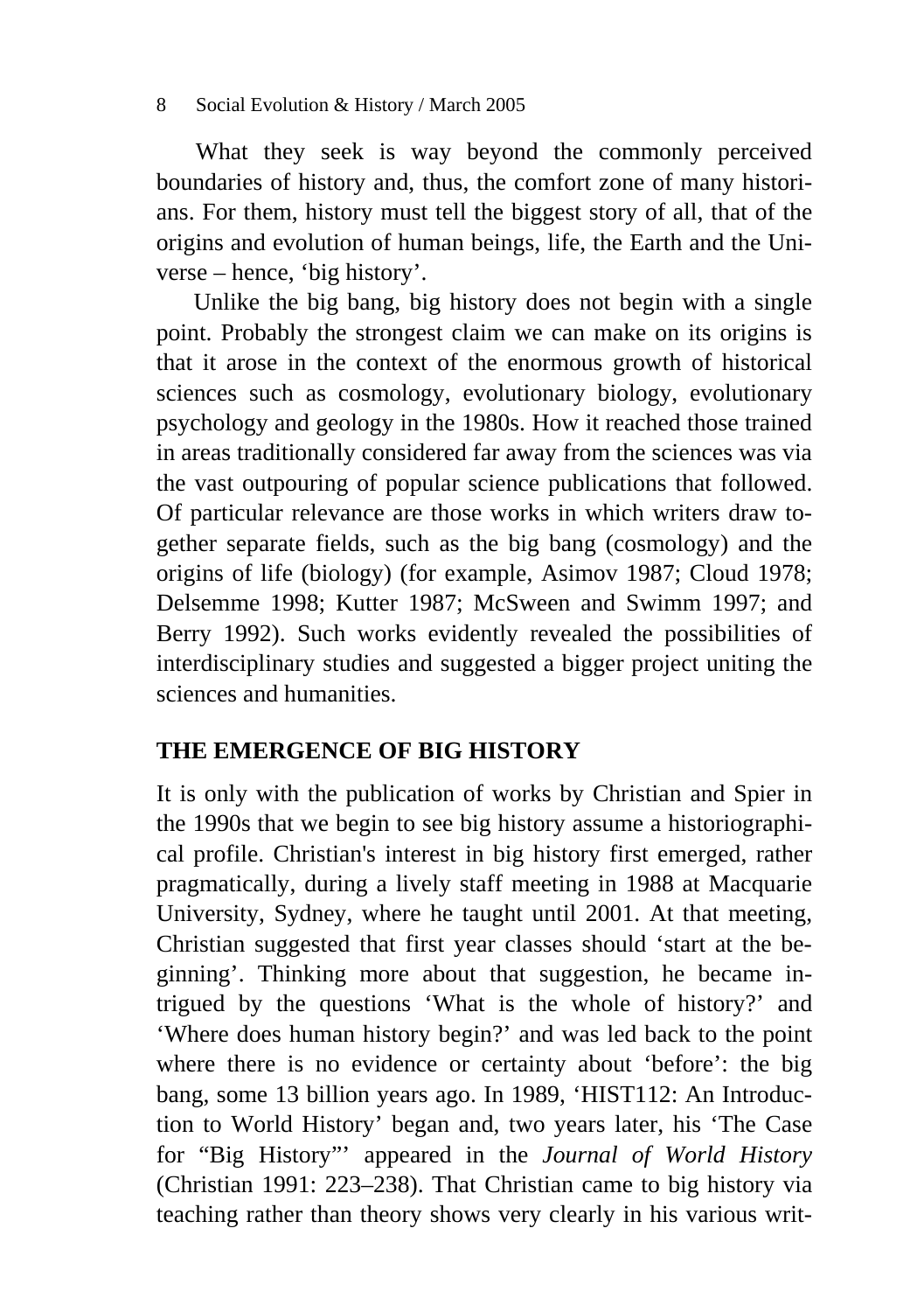What they seek is way beyond the commonly perceived boundaries of history and, thus, the comfort zone of many historians. For them, history must tell the biggest story of all, that of the origins and evolution of human beings, life, the Earth and the Universe – hence, 'big history'.

Unlike the big bang, big history does not begin with a single point. Probably the strongest claim we can make on its origins is that it arose in the context of the enormous growth of historical sciences such as cosmology, evolutionary biology, evolutionary psychology and geology in the 1980s. How it reached those trained in areas traditionally considered far away from the sciences was via the vast outpouring of popular science publications that followed. Of particular relevance are those works in which writers draw together separate fields, such as the big bang (cosmology) and the origins of life (biology) (for example, Asimov 1987; Cloud 1978; Delsemme 1998; Kutter 1987; McSween and Swimm 1997; and Berry 1992). Such works evidently revealed the possibilities of interdisciplinary studies and suggested a bigger project uniting the sciences and humanities.

## THE EMERGENCE OF BIG HISTORY

It is only with the publication of works by Christian and Spier in the 1990s that we begin to see big history assume a historiographical profile. Christian's interest in big history first emerged, rather pragmatically, during a lively staff meeting in 1988 at Macquarie University, Sydney, where he taught until 2001. At that meeting, Christian suggested that first year classes should 'start at the beginning'. Thinking more about that suggestion, he became intrigued by the questions 'What is the whole of history?' and 'Where does human history begin?' and was led back to the point where there is no evidence or certainty about 'before': the big bang, some 13 billion years ago. In 1989, 'HIST112: An Introduction to World History' began and, two years later, his 'The Case for "Big History"' appeared in the *Journal of World History* (Christian 1991: 223–238). That Christian came to big history via teaching rather than theory shows very clearly in his various writ-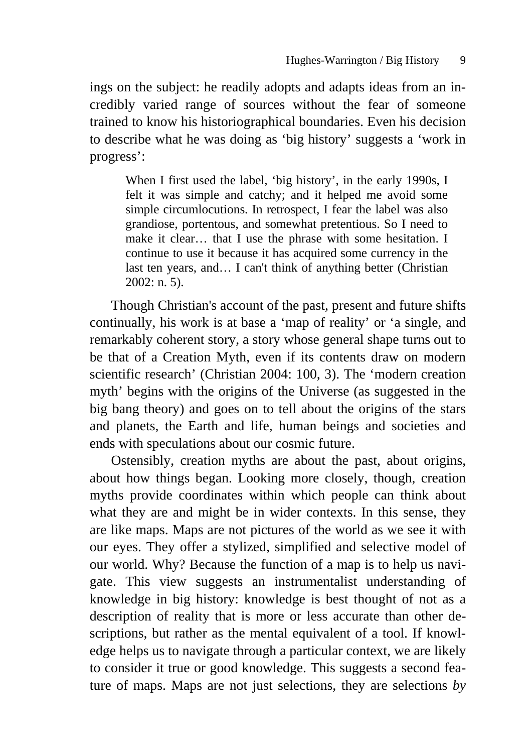ings on the subject: he readily adopts and adapts ideas from an incredibly varied range of sources without the fear of someone trained to know his historiographical boundaries. Even his decision to describe what he was doing as 'big history' suggests a 'work in progress':

> When I first used the label, 'big history', in the early 1990s, I felt it was simple and catchy; and it helped me avoid some simple circumlocutions. In retrospect, I fear the label was also grandiose, portentous, and somewhat pretentious. So I need to make it clear… that I use the phrase with some hesitation. I continue to use it because it has acquired some currency in the last ten years, and… I can't think of anything better (Christian 2002: n. 5).

Though Christian's account of the past, present and future shifts continually, his work is at base a 'map of reality' or 'a single, and remarkably coherent story, a story whose general shape turns out to be that of a Creation Myth, even if its contents draw on modern scientific research' (Christian 2004: 100, 3). The 'modern creation myth' begins with the origins of the Universe (as suggested in the big bang theory) and goes on to tell about the origins of the stars and planets, the Earth and life, human beings and societies and ends with speculations about our cosmic future.

Ostensibly, creation myths are about the past, about origins, about how things began. Looking more closely, though, creation myths provide coordinates within which people can think about what they are and might be in wider contexts. In this sense, they are like maps. Maps are not pictures of the world as we see it with our eyes. They offer a stylized, simplified and selective model of our world. Why? Because the function of a map is to help us navigate. This view suggests an instrumentalist understanding of knowledge in big history: knowledge is best thought of not as a description of reality that is more or less accurate than other descriptions, but rather as the mental equivalent of a tool. If knowledge helps us to navigate through a particular context, we are likely to consider it true or good knowledge. This suggests a second feature of maps. Maps are not just selections, they are selections *by*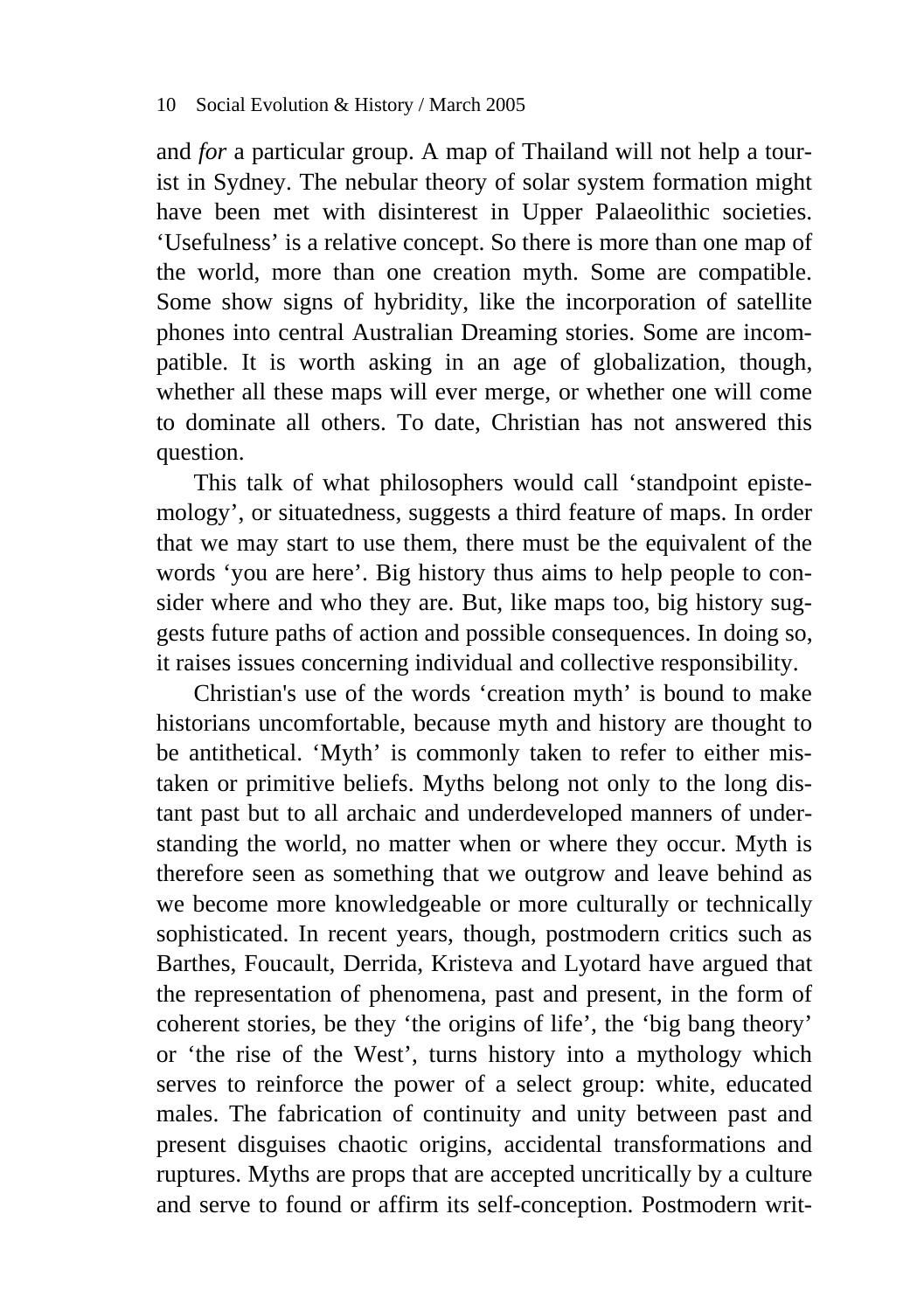and *for* a particular group. A map of Thailand will not help a tourist in Sydney. The nebular theory of solar system formation might have been met with disinterest in Upper Palaeolithic societies. 'Usefulness' is a relative concept. So there is more than one map of the world, more than one creation myth. Some are compatible. Some show signs of hybridity, like the incorporation of satellite phones into central Australian Dreaming stories. Some are incompatible. It is worth asking in an age of globalization, though, whether all these maps will ever merge, or whether one will come to dominate all others. To date, Christian has not answered this question.

This talk of what philosophers would call 'standpoint epistemology', or situatedness, suggests a third feature of maps. In order that we may start to use them, there must be the equivalent of the words 'you are here'. Big history thus aims to help people to consider where and who they are. But, like maps too, big history suggests future paths of action and possible consequences. In doing so, it raises issues concerning individual and collective responsibility.

Christian's use of the words 'creation myth' is bound to make historians uncomfortable, because myth and history are thought to be antithetical. 'Myth' is commonly taken to refer to either mistaken or primitive beliefs. Myths belong not only to the long distant past but to all archaic and underdeveloped manners of understanding the world, no matter when or where they occur. Myth is therefore seen as something that we outgrow and leave behind as we become more knowledgeable or more culturally or technically sophisticated. In recent years, though, postmodern critics such as Barthes, Foucault, Derrida, Kristeva and Lyotard have argued that the representation of phenomena, past and present, in the form of coherent stories, be they 'the origins of life', the 'big bang theory' or 'the rise of the West', turns history into a mythology which serves to reinforce the power of a select group: white, educated males. The fabrication of continuity and unity between past and present disguises chaotic origins, accidental transformations and ruptures. Myths are props that are accepted uncritically by a culture and serve to found or affirm its self-conception. Postmodern writ-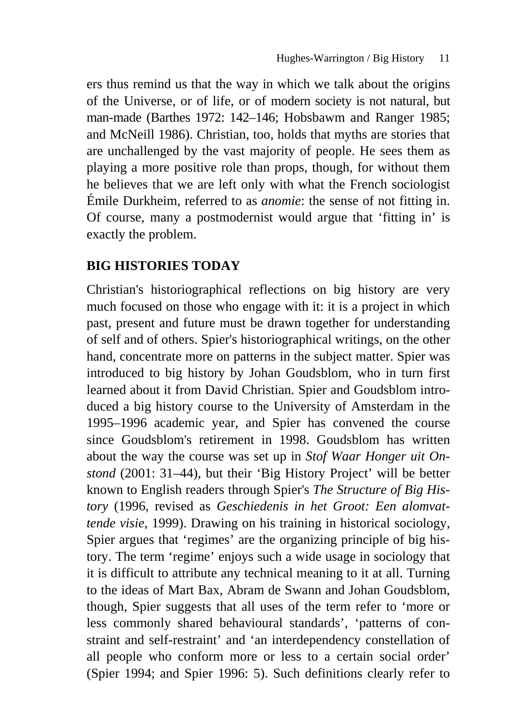ers thus remind us that the way in which we talk about the origins of the Universe, or of life, or of modern society is not natural, but man-made (Barthes 1972: 142–146; Hobsbawm and Ranger 1985; and McNeill 1986). Christian, too, holds that myths are stories that are unchallenged by the vast majority of people. He sees them as playing a more positive role than props, though, for without them he believes that we are left only with what the French sociologist Émile Durkheim, referred to as *anomie*: the sense of not fitting in. Of course, many a postmodernist would argue that 'fitting in' is exactly the problem.

## BIG HISTORIES TODAY

Christian's historiographical reflections on big history are very much focused on those who engage with it: it is a project in which past, present and future must be drawn together for understanding of self and of others. Spier's historiographical writings, on the other hand, concentrate more on patterns in the subject matter. Spier was introduced to big history by Johan Goudsblom, who in turn first learned about it from David Christian. Spier and Goudsblom introduced a big history course to the University of Amsterdam in the 1995–1996 academic year, and Spier has convened the course since Goudsblom's retirement in 1998. Goudsblom has written about the way the course was set up in *Stof Waar Honger uit Onstond* (2001: 31–44), but their 'Big History Project' will be better known to English readers through Spier's *The Structure of Big History* (1996, revised as *Geschiedenis in het Groot: Een alomvattende visie*, 1999). Drawing on his training in historical sociology, Spier argues that 'regimes' are the organizing principle of big history. The term 'regime' enjoys such a wide usage in sociology that it is difficult to attribute any technical meaning to it at all. Turning to the ideas of Mart Bax, Abram de Swann and Johan Goudsblom, though, Spier suggests that all uses of the term refer to 'more or less commonly shared behavioural standards', 'patterns of constraint and self-restraint' and 'an interdependency constellation of all people who conform more or less to a certain social order' (Spier 1994; and Spier 1996: 5). Such definitions clearly refer to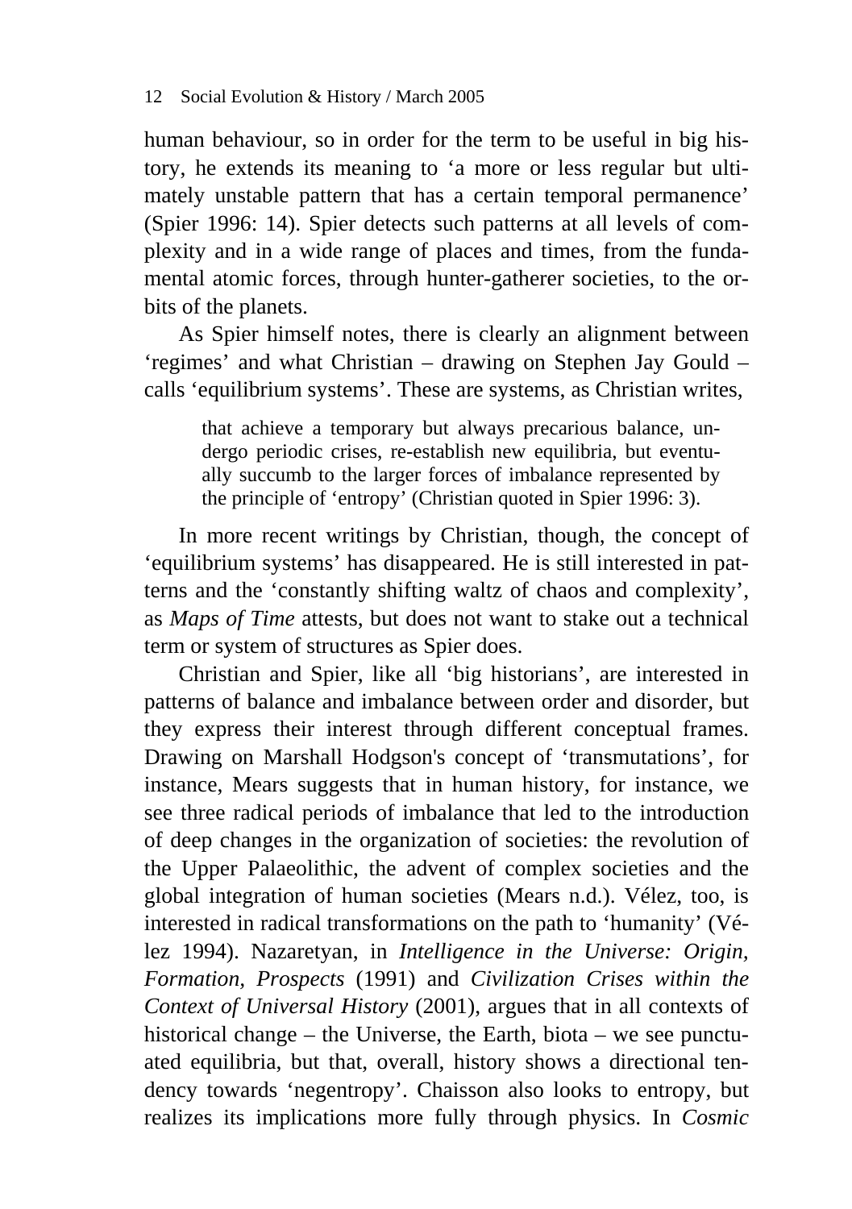human behaviour, so in order for the term to be useful in big history, he extends its meaning to 'a more or less regular but ultimately unstable pattern that has a certain temporal permanence' (Spier 1996: 14). Spier detects such patterns at all levels of complexity and in a wide range of places and times, from the fundamental atomic forces, through hunter-gatherer societies, to the orbits of the planets.

As Spier himself notes, there is clearly an alignment between 'regimes' and what Christian – drawing on Stephen Jay Gould – calls 'equilibrium systems'. These are systems, as Christian writes,

> that achieve a temporary but always precarious balance, undergo periodic crises, re-establish new equilibria, but eventually succumb to the larger forces of imbalance represented by the principle of 'entropy' (Christian quoted in Spier 1996: 3).

In more recent writings by Christian, though, the concept of 'equilibrium systems' has disappeared. He is still interested in patterns and the 'constantly shifting waltz of chaos and complexity', as *Maps of Time* attests, but does not want to stake out a technical term or system of structures as Spier does.

Christian and Spier, like all 'big historians', are interested in patterns of balance and imbalance between order and disorder, but they express their interest through different conceptual frames. Drawing on Marshall Hodgson's concept of 'transmutations', for instance, Mears suggests that in human history, for instance, we see three radical periods of imbalance that led to the introduction of deep changes in the organization of societies: the revolution of the Upper Palaeolithic, the advent of complex societies and the global integration of human societies (Mears n.d.). Vélez, too, is interested in radical transformations on the path to 'humanity' (Vélez 1994). Nazaretyan, in *Intelligence in the Universe: Origin, Formation, Prospects* (1991) and *Civilization Crises within the Context of Universal History* (2001), argues that in all contexts of historical change – the Universe, the Earth, biota – we see punctuated equilibria, but that, overall, history shows a directional tendency towards 'negentropy'. Chaisson also looks to entropy, but realizes its implications more fully through physics. In *Cosmic*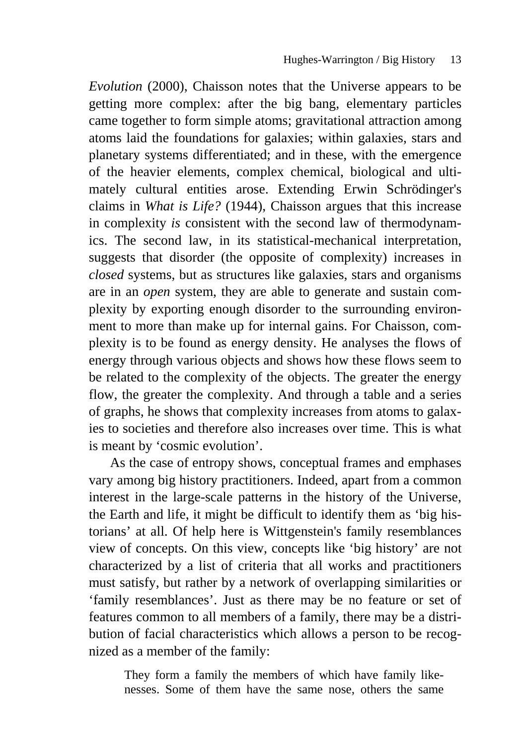*Evolution* (2000), Chaisson notes that the Universe appears to be getting more complex: after the big bang, elementary particles came together to form simple atoms; gravitational attraction among atoms laid the foundations for galaxies; within galaxies, stars and planetary systems differentiated; and in these, with the emergence of the heavier elements, complex chemical, biological and ultimately cultural entities arose. Extending Erwin Schrödinger's claims in *What is Life?* (1944), Chaisson argues that this increase in complexity *is* consistent with the second law of thermodynamics. The second law, in its statistical-mechanical interpretation, suggests that disorder (the opposite of complexity) increases in *closed* systems, but as structures like galaxies, stars and organisms are in an *open* system, they are able to generate and sustain complexity by exporting enough disorder to the surrounding environment to more than make up for internal gains. For Chaisson, complexity is to be found as energy density. He analyses the flows of energy through various objects and shows how these flows seem to be related to the complexity of the objects. The greater the energy flow, the greater the complexity. And through a table and a series of graphs, he shows that complexity increases from atoms to galaxies to societies and therefore also increases over time. This is what is meant by 'cosmic evolution'.

As the case of entropy shows, conceptual frames and emphases vary among big history practitioners. Indeed, apart from a common interest in the large-scale patterns in the history of the Universe, the Earth and life, it might be difficult to identify them as 'big historians' at all. Of help here is Wittgenstein's family resemblances view of concepts. On this view, concepts like 'big history' are not characterized by a list of criteria that all works and practitioners must satisfy, but rather by a network of overlapping similarities or 'family resemblances'. Just as there may be no feature or set of features common to all members of a family, there may be a distribution of facial characteristics which allows a person to be recognized as a member of the family:

> They form a family the members of which have family likenesses. Some of them have the same nose, others the same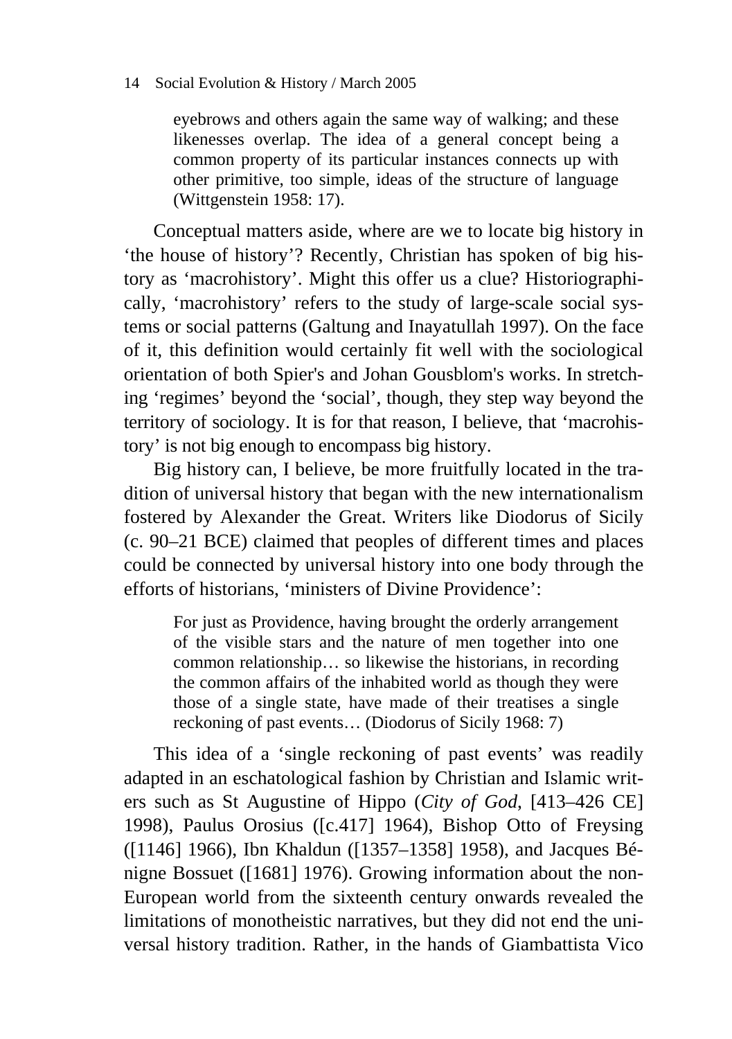> eyebrows and others again the same way of walking; and these likenesses overlap. The idea of a general concept being a common property of its particular instances connects up with other primitive, too simple, ideas of the structure of language (Wittgenstein 1958: 17).

Conceptual matters aside, where are we to locate big history in 'the house of history'? Recently, Christian has spoken of big history as 'macrohistory'. Might this offer us a clue? Historiographically, 'macrohistory' refers to the study of large-scale social systems or social patterns (Galtung and Inayatullah 1997). On the face of it, this definition would certainly fit well with the sociological orientation of both Spier's and Johan Gousblom's works. In stretching 'regimes' beyond the 'social', though, they step way beyond the territory of sociology. It is for that reason, I believe, that 'macrohistory' is not big enough to encompass big history.

Big history can, I believe, be more fruitfully located in the tradition of universal history that began with the new internationalism fostered by Alexander the Great. Writers like Diodorus of Sicily (c. 90–21 BCE) claimed that peoples of different times and places could be connected by universal history into one body through the efforts of historians, 'ministers of Divine Providence':

> For just as Providence, having brought the orderly arrangement of the visible stars and the nature of men together into one common relationship… so likewise the historians, in recording the common affairs of the inhabited world as though they were those of a single state, have made of their treatises a single reckoning of past events… (Diodorus of Sicily 1968: 7)

This idea of a 'single reckoning of past events' was readily adapted in an eschatological fashion by Christian and Islamic writers such as St Augustine of Hippo (*City of God*, [413–426 CE] 1998), Paulus Orosius ([c.417] 1964), Bishop Otto of Freysing ([1146] 1966), Ibn Khaldun ([1357–1358] 1958), and Jacques Bénigne Bossuet ([1681] 1976). Growing information about the non-European world from the sixteenth century onwards revealed the limitations of monotheistic narratives, but they did not end the universal history tradition. Rather, in the hands of Giambattista Vico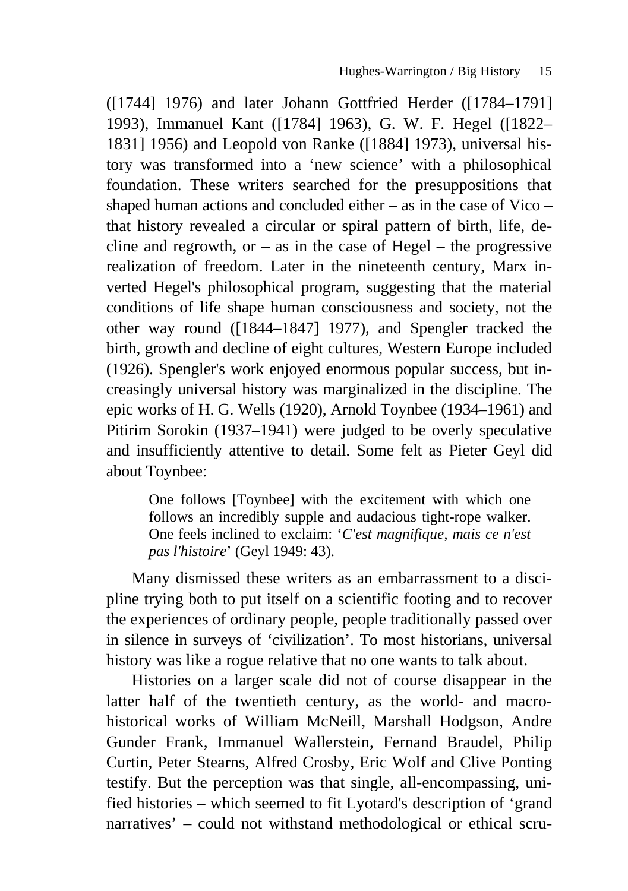([1744] 1976) and later Johann Gottfried Herder ([1784–1791] 1993), Immanuel Kant ([1784] 1963), G. W. F. Hegel ([1822–1831] 1956) and Leopold von Ranke ([1884] 1973), universal history was transformed into a 'new science' with a philosophical foundation. These writers searched for the presuppositions that shaped human actions and concluded either – as in the case of Vico – that history revealed a circular or spiral pattern of birth, life, decline and regrowth, or – as in the case of Hegel – the progressive realization of freedom. Later in the nineteenth century, Marx inverted Hegel's philosophical program, suggesting that the material conditions of life shape human consciousness and society, not the other way round ([1844–1847] 1977), and Spengler tracked the birth, growth and decline of eight cultures, Western Europe included (1926). Spengler's work enjoyed enormous popular success, but increasingly universal history was marginalized in the discipline. The epic works of H. G. Wells (1920), Arnold Toynbee (1934–1961) and Pitirim Sorokin (1937–1941) were judged to be overly speculative and insufficiently attentive to detail. Some felt as Pieter Geyl did about Toynbee:

> One follows [Toynbee] with the excitement with which one follows an incredibly supple and audacious tight-rope walker. One feels inclined to exclaim: '*C'est magnifique, mais ce n'est pas l'histoire*' (Geyl 1949: 43).

Many dismissed these writers as an embarrassment to a discipline trying both to put itself on a scientific footing and to recover the experiences of ordinary people, people traditionally passed over in silence in surveys of 'civilization'. To most historians, universal history was like a rogue relative that no one wants to talk about.

Histories on a larger scale did not of course disappear in the latter half of the twentieth century, as the world- and macro-historical works of William McNeill, Marshall Hodgson, Andre Gunder Frank, Immanuel Wallerstein, Fernand Braudel, Philip Curtin, Peter Stearns, Alfred Crosby, Eric Wolf and Clive Ponting testify. But the perception was that single, all-encompassing, unified histories – which seemed to fit Lyotard's description of 'grand narratives' – could not withstand methodological or ethical scru-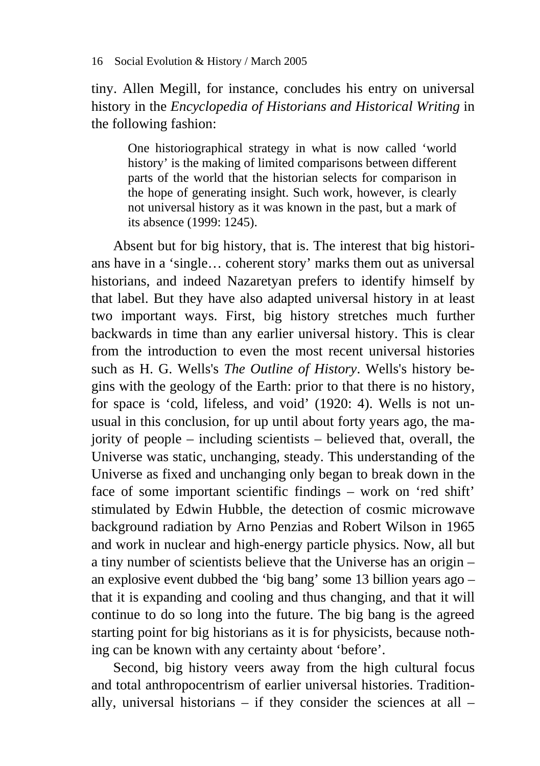tiny. Allen Megill, for instance, concludes his entry on universal history in the *Encyclopedia of Historians and Historical Writing* in the following fashion:

> One historiographical strategy in what is now called 'world history' is the making of limited comparisons between different parts of the world that the historian selects for comparison in the hope of generating insight. Such work, however, is clearly not universal history as it was known in the past, but a mark of its absence (1999: 1245).

Absent but for big history, that is. The interest that big historians have in a 'single… coherent story' marks them out as universal historians, and indeed Nazaretyan prefers to identify himself by that label. But they have also adapted universal history in at least two important ways. First, big history stretches much further backwards in time than any earlier universal history. This is clear from the introduction to even the most recent universal histories such as H. G. Wells's *The Outline of History*. Wells's history begins with the geology of the Earth: prior to that there is no history, for space is 'cold, lifeless, and void' (1920: 4). Wells is not unusual in this conclusion, for up until about forty years ago, the majority of people – including scientists – believed that, overall, the Universe was static, unchanging, steady. This understanding of the Universe as fixed and unchanging only began to break down in the face of some important scientific findings – work on 'red shift' stimulated by Edwin Hubble, the detection of cosmic microwave background radiation by Arno Penzias and Robert Wilson in 1965 and work in nuclear and high-energy particle physics. Now, all but a tiny number of scientists believe that the Universe has an origin – an explosive event dubbed the 'big bang' some 13 billion years ago – that it is expanding and cooling and thus changing, and that it will continue to do so long into the future. The big bang is the agreed starting point for big historians as it is for physicists, because nothing can be known with any certainty about 'before'.

Second, big history veers away from the high cultural focus and total anthropocentrism of earlier universal histories. Traditionally, universal historians – if they consider the sciences at all –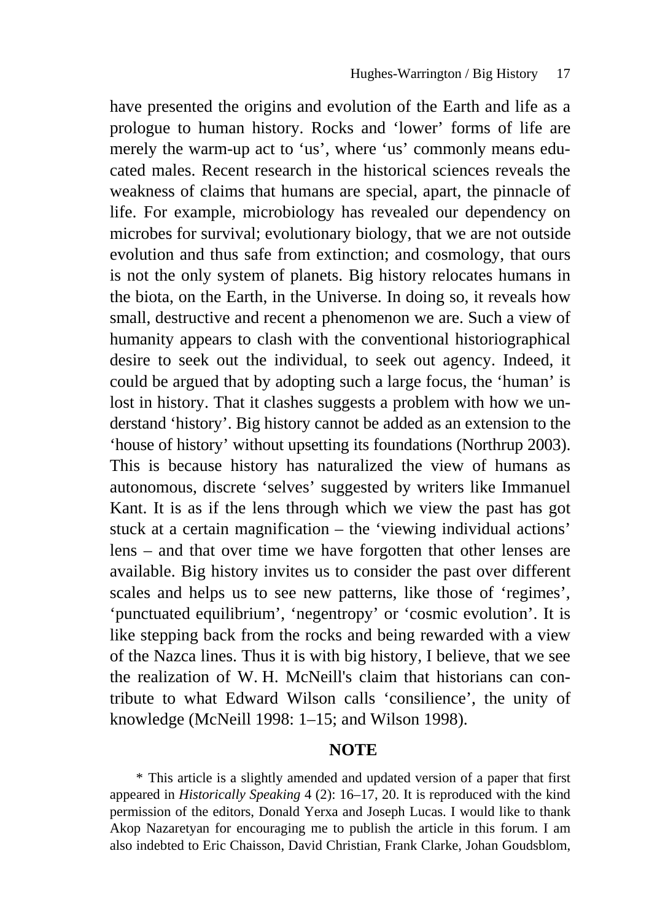have presented the origins and evolution of the Earth and life as a prologue to human history. Rocks and 'lower' forms of life are merely the warm-up act to 'us', where 'us' commonly means educated males. Recent research in the historical sciences reveals the weakness of claims that humans are special, apart, the pinnacle of life. For example, microbiology has revealed our dependency on microbes for survival; evolutionary biology, that we are not outside evolution and thus safe from extinction; and cosmology, that ours is not the only system of planets. Big history relocates humans in the biota, on the Earth, in the Universe. In doing so, it reveals how small, destructive and recent a phenomenon we are. Such a view of humanity appears to clash with the conventional historiographical desire to seek out the individual, to seek out agency. Indeed, it could be argued that by adopting such a large focus, the 'human' is lost in history. That it clashes suggests a problem with how we understand 'history'. Big history cannot be added as an extension to the 'house of history' without upsetting its foundations (Northrup 2003). This is because history has naturalized the view of humans as autonomous, discrete 'selves' suggested by writers like Immanuel Kant. It is as if the lens through which we view the past has got stuck at a certain magnification – the 'viewing individual actions' lens – and that over time we have forgotten that other lenses are available. Big history invites us to consider the past over different scales and helps us to see new patterns, like those of 'regimes', 'punctuated equilibrium', 'negentropy' or 'cosmic evolution'. It is like stepping back from the rocks and being rewarded with a view of the Nazca lines. Thus it is with big history, I believe, that we see the realization of W. H. McNeill's claim that historians can contribute to what Edward Wilson calls 'consilience', the unity of knowledge (McNeill 1998: 1–15; and Wilson 1998).

## NOTE

* This article is a slightly amended and updated version of a paper that first appeared in *Historically Speaking* 4 (2): 16–17, 20. It is reproduced with the kind permission of the editors, Donald Yerxa and Joseph Lucas. I would like to thank Akop Nazaretyan for encouraging me to publish the article in this forum. I am also indebted to Eric Chaisson, David Christian, Frank Clarke, Johan Goudsblom,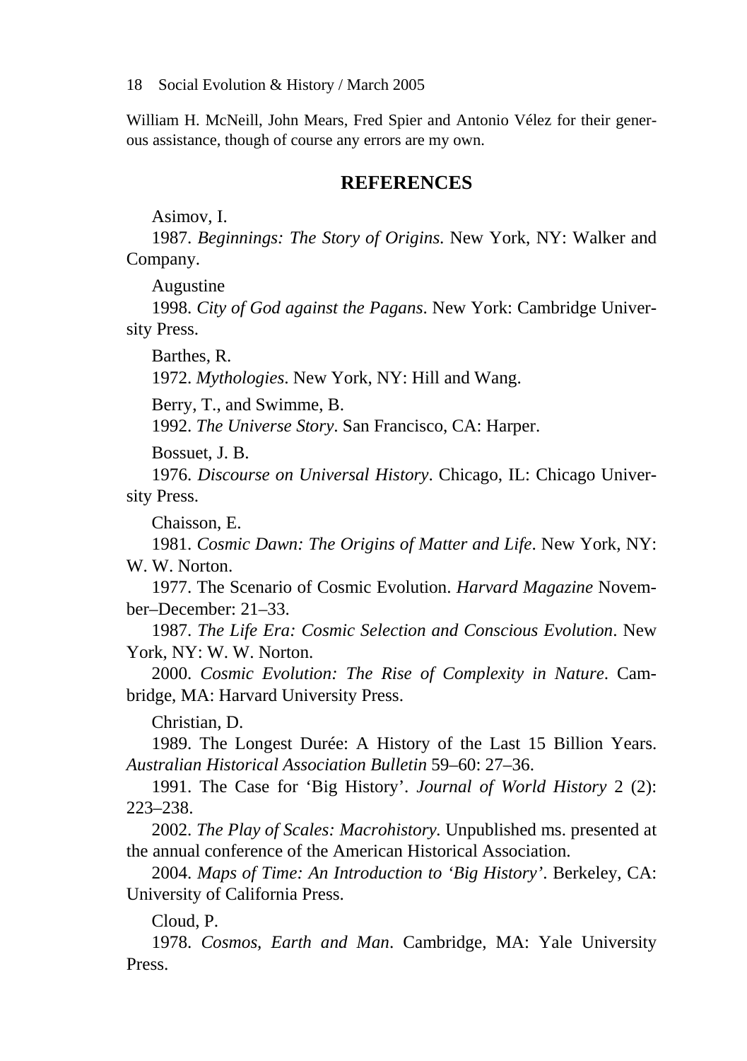William H. McNeill, John Mears, Fred Spier and Antonio Vélez for their generous assistance, though of course any errors are my own.

## REFERENCES

Asimov, I.

1987. *Beginnings: The Story of Origins*. New York, NY: Walker and Company.

Augustine

1998. *City of God against the Pagans*. New York: Cambridge University Press.

Barthes, R.

1972. *Mythologies*. New York, NY: Hill and Wang.

Berry, T., and Swimme, B.

1992. *The Universe Story*. San Francisco, CA: Harper.

Bossuet, J. B.

1976. *Discourse on Universal History*. Chicago, IL: Chicago University Press.

Chaisson, E.

1981. *Cosmic Dawn: The Origins of Matter and Life*. New York, NY: W. W. Norton.

1977. The Scenario of Cosmic Evolution. *Harvard Magazine* November–December: 21–33.

1987. *The Life Era: Cosmic Selection and Conscious Evolution*. New York, NY: W. W. Norton.

2000. *Cosmic Evolution: The Rise of Complexity in Nature*. Cambridge, MA: Harvard University Press.

Christian, D.

1989. The Longest Durée: A History of the Last 15 Billion Years. *Australian Historical Association Bulletin* 59–60: 27–36.

1991. The Case for 'Big History'. *Journal of World History* 2 (2): 223–238.

2002. *The Play of Scales: Macrohistory*. Unpublished ms. presented at the annual conference of the American Historical Association.

2004. *Maps of Time: An Introduction to 'Big History'*. Berkeley, CA: University of California Press.

Cloud, P.

1978. *Cosmos, Earth and Man*. Cambridge, MA: Yale University Press.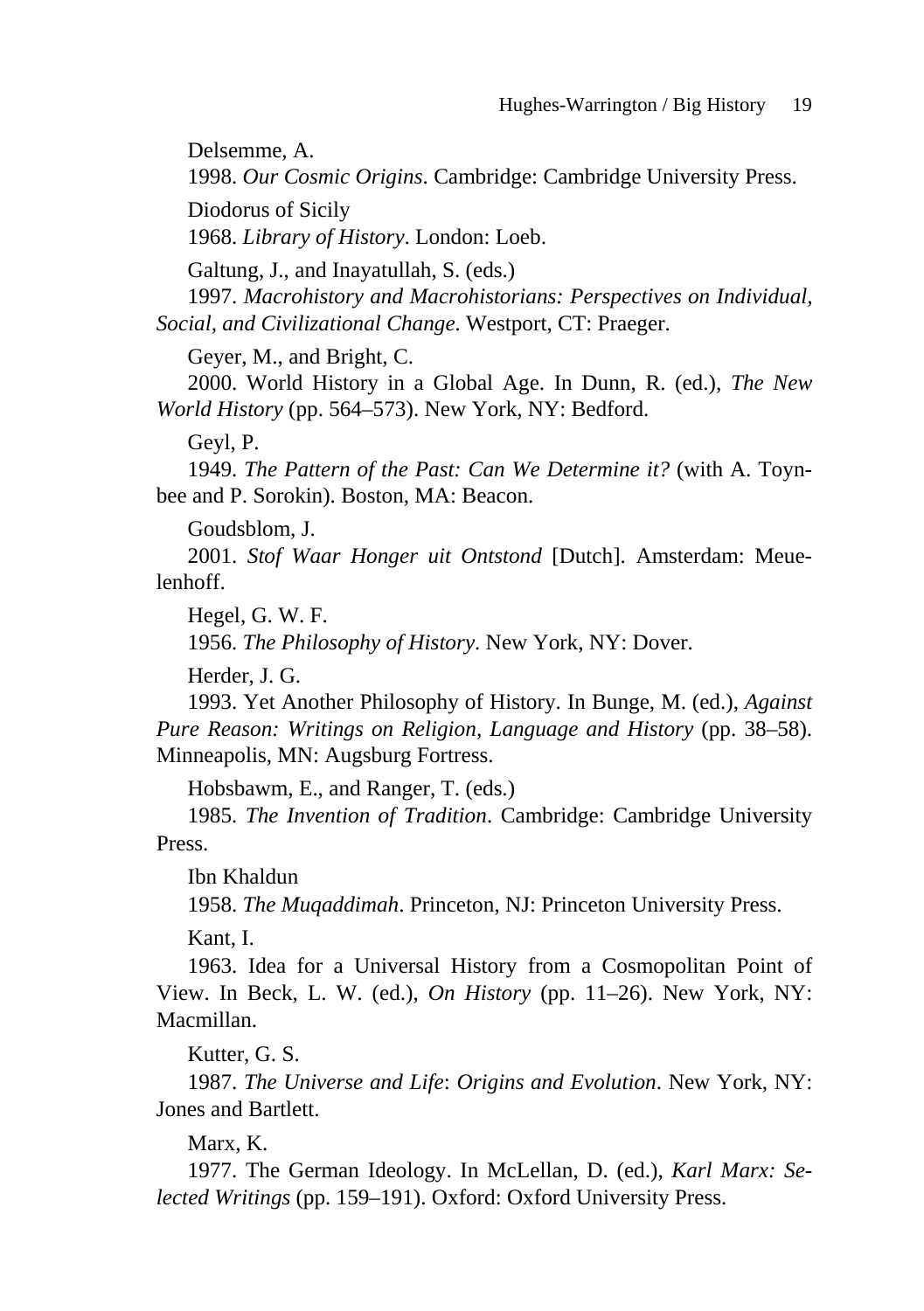Delsemme, A.

1998. *Our Cosmic Origins*. Cambridge: Cambridge University Press.

Diodorus of Sicily

1968. *Library of History*. London: Loeb.

Galtung, J., and Inayatullah, S. (eds.)

1997. *Macrohistory and Macrohistorians: Perspectives on Individual, Social, and Civilizational Change*. Westport, CT: Praeger.

Geyer, M., and Bright, C.

2000. World History in a Global Age. In Dunn, R. (ed.), *The New World History* (pp. 564–573). New York, NY: Bedford.

Geyl, P.

1949. *The Pattern of the Past: Can We Determine it?* (with A. Toynbee and P. Sorokin). Boston, MA: Beacon.

Goudsblom, J.

2001. *Stof Waar Honger uit Ontstond* [Dutch]. Amsterdam: Meuelenhoff.

Hegel, G. W. F.

1956. *The Philosophy of History*. New York, NY: Dover.

Herder, J. G.

1993. Yet Another Philosophy of History. In Bunge, M. (ed.), *Against Pure Reason: Writings on Religion, Language and History* (pp. 38–58). Minneapolis, MN: Augsburg Fortress.

Hobsbawm, E., and Ranger, T. (eds.)

1985. *The Invention of Tradition*. Cambridge: Cambridge University Press.

Ibn Khaldun

1958. *The Muqaddimah*. Princeton, NJ: Princeton University Press.

Kant, I.

1963. Idea for a Universal History from a Cosmopolitan Point of View. In Beck, L. W. (ed.), *On History* (pp. 11–26). New York, NY: Macmillan.

Kutter, G. S.

1987. *The Universe and Life*: *Origins and Evolution*. New York, NY: Jones and Bartlett.

Marx, K.

1977. The German Ideology. In McLellan, D. (ed.), *Karl Marx: Selected Writings* (pp. 159–191). Oxford: Oxford University Press.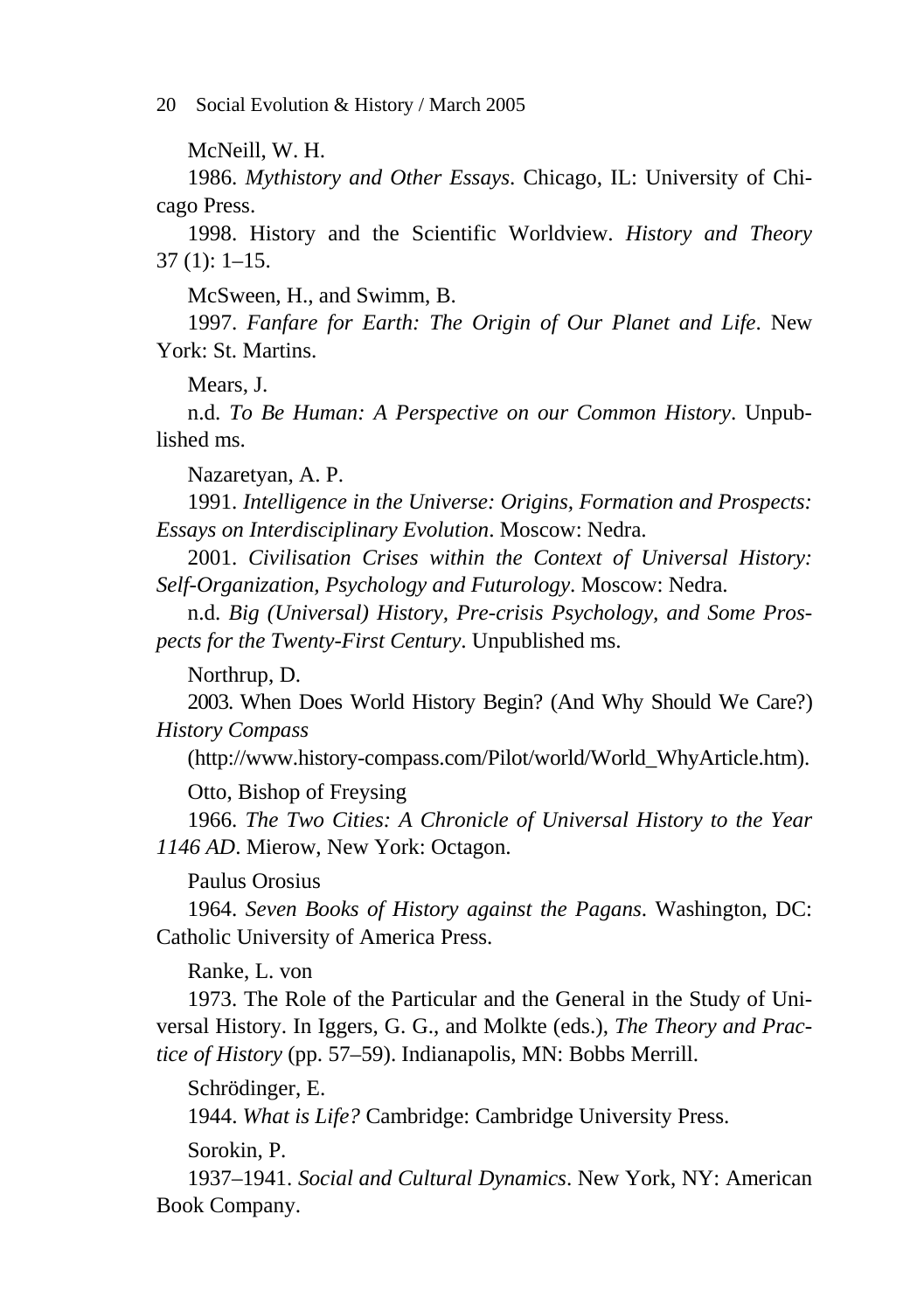McNeill, W. H.

1986. *Mythistory and Other Essays*. Chicago, IL: University of Chicago Press.

1998. History and the Scientific Worldview. *History and Theory* 37 (1): 1–15.

McSween, H., and Swimm, B.

1997. *Fanfare for Earth: The Origin of Our Planet and Life*. New York: St. Martins.

Mears, J.

n.d. *To Be Human: A Perspective on our Common History*. Unpublished ms.

Nazaretyan, A. P.

1991. *Intelligence in the Universe: Origins, Formation and Prospects: Essays on Interdisciplinary Evolution*. Moscow: Nedra.

2001. *Civilisation Crises within the Context of Universal History: Self-Organization, Psychology and Futurology*. Moscow: Nedra.

n.d. *Big (Universal) History, Pre-crisis Psychology, and Some Prospects for the Twenty-First Century*. Unpublished ms.

Northrup, D.

2003. When Does World History Begin? (And Why Should We Care?) *History Compass*

(http://www.history-compass.com/Pilot/world/World_WhyArticle.htm).

Otto, Bishop of Freysing

1966. *The Two Cities: A Chronicle of Universal History to the Year 1146 AD*. Mierow, New York: Octagon.

Paulus Orosius

1964. *Seven Books of History against the Pagans*. Washington, DC: Catholic University of America Press.

Ranke, L. von

1973. The Role of the Particular and the General in the Study of Universal History. In Iggers, G. G., and Molkte (eds.), *The Theory and Practice of History* (pp. 57–59). Indianapolis, MN: Bobbs Merrill.

Schrödinger, E.

1944. *What is Life?* Cambridge: Cambridge University Press.

Sorokin, P.

1937–1941. *Social and Cultural Dynamics*. New York, NY: American Book Company.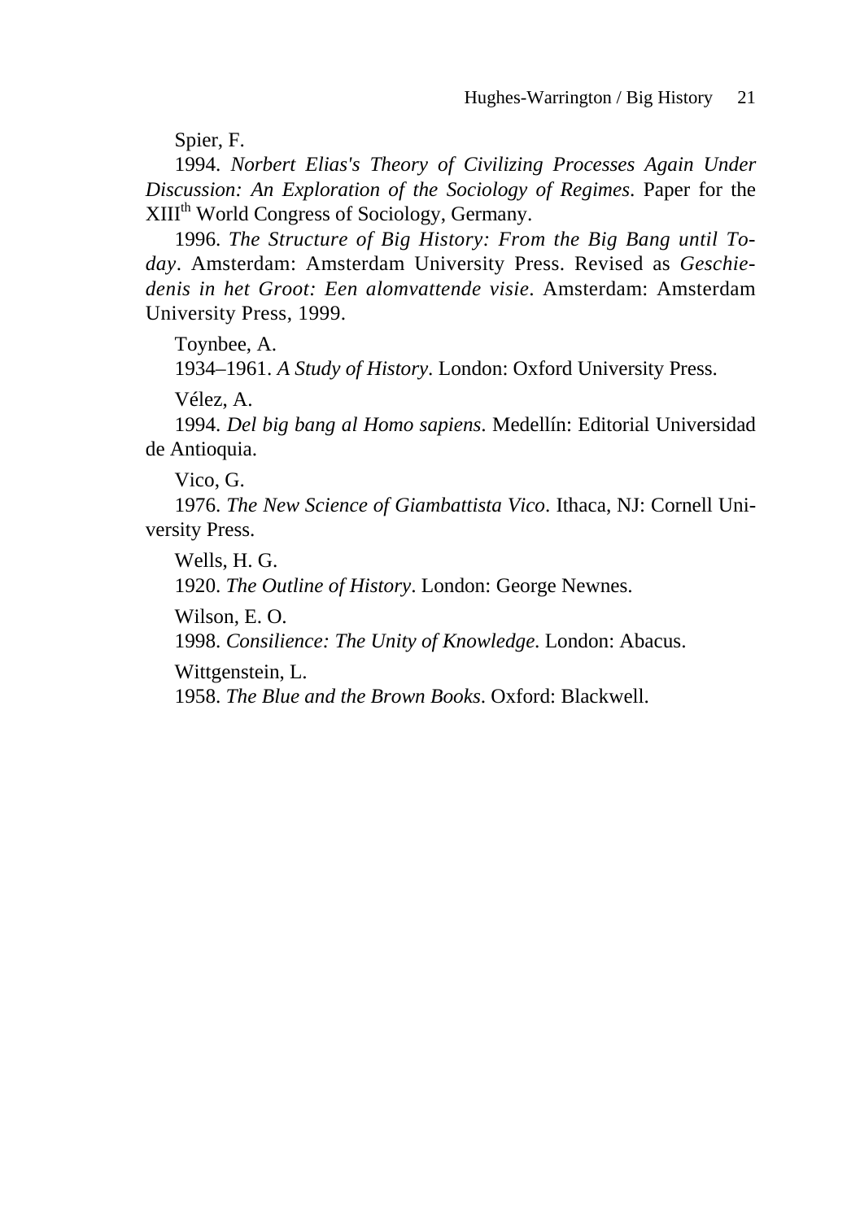Spier, F.

1994. *Norbert Elias's Theory of Civilizing Processes Again Under Discussion: An Exploration of the Sociology of Regimes*. Paper for the XIII[th] World Congress of Sociology, Germany.

1996. *The Structure of Big History: From the Big Bang until Today*. Amsterdam: Amsterdam University Press. Revised as *Geschiedenis in het Groot: Een alomvattende visie*. Amsterdam: Amsterdam University Press, 1999.

Toynbee, A.

1934–1961. *A Study of History*. London: Oxford University Press.

Vélez, A.

1994. *Del big bang al Homo sapiens*. Medellín: Editorial Universidad de Antioquia.

Vico, G.

1976. *The New Science of Giambattista Vico*. Ithaca, NJ: Cornell University Press.

Wells, H. G.

1920. *The Outline of History*. London: George Newnes.

Wilson, E. O.

1998. *Consilience: The Unity of Knowledge*. London: Abacus.

Wittgenstein, L.

1958. *The Blue and the Brown Books*. Oxford: Blackwell.